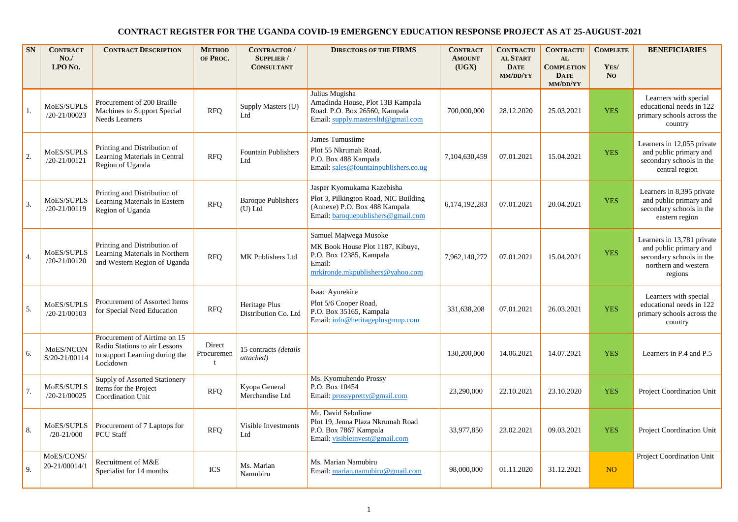# CONTRACT REGISTER FOR THE UGANDA COVID-19 EMERGENCY EDUCATION RESPONSE PROJECT AS AT 25-AUGUST-2021

| SN | Contract No./ LPO No. | Contract Description | Method of Proc. | Contractor / Supplier / Consultant | Directors of the FIRMS | Contract Amount (UGX) | Contractual Start Date mm/dd/yy | Contractual Completion Date mm/dd/yy | Complete Yes/ No | Beneficiaries |
|---|---|---|---|---|---|---|---|---|---|---|
| 1. | MoES/SUPLS /20-21/00023 | Procurement of 200 Braille Machines to Support Special Needs Learners | RFQ | Supply Masters (U) Ltd | Julius Mugisha Amadinda House, Plot 13B Kampala Road. P.O. Box 26560, Kampala Email: supply.mastersltd@gmail.com | 700,000,000 | 28.12.2020 | 25.03.2021 | YES | Learners with special educational needs in 122 primary schools across the country |
| 2. | MoES/SUPLS /20-21/00121 | Printing and Distribution of Learning Materials in Central Region of Uganda | RFQ | Fountain Publishers Ltd | James Tumusiime Plot 55 Nkrumah Road, P.O. Box 488 Kampala Email: sales@fountainpublishers.co.ug | 7,104,630,459 | 07.01.2021 | 15.04.2021 | YES | Learners in 12,055 private and public primary and secondary schools in the central region |
| 3. | MoES/SUPLS /20-21/00119 | Printing and Distribution of Learning Materials in Eastern Region of Uganda | RFQ | Baroque Publishers (U) Ltd | Jasper Kyomukama Kazebisha Plot 3, Pilkington Road, NIC Building (Annexe) P.O. Box 488 Kampala Email: baroquepublishers@gmail.com | 6,174,192,283 | 07.01.2021 | 20.04.2021 | YES | Learners in 8,395 private and public primary and secondary schools in the eastern region |
| 4. | MoES/SUPLS /20-21/00120 | Printing and Distribution of Learning Materials in Northern and Western Region of Uganda | RFQ | MK Publishers Ltd | Samuel Majwega Musoke MK Book House Plot 1187, Kibuye, P.O. Box 12385, Kampala Email: mrkironde.mkpublishers@yahoo.com | 7,962,140,272 | 07.01.2021 | 15.04.2021 | YES | Learners in 13,781 private and public primary and secondary schools in the northern and western regions |
| 5. | MoES/SUPLS /20-21/00103 | Procurement of Assorted Items for Special Need Education | RFQ | Heritage Plus Distribution Co. Ltd | Isaac Ayorekire Plot 5/6 Cooper Road, P.O. Box 35165, Kampala Email: info@heritageplusgroup.com | 331,638,208 | 07.01.2021 | 26.03.2021 | YES | Learners with special educational needs in 122 primary schools across the country |
| 6. | MoES/NCON S/20-21/00114 | Procurement of Airtime on 15 Radio Stations to air Lessons to support Learning during the Lockdown | Direct Procurement | 15 contracts *(details attached)* | | 130,200,000 | 14.06.2021 | 14.07.2021 | YES | Learners in P.4 and P.5 |
| 7. | MoES/SUPLS /20-21/00025 | Supply of Assorted Stationery Items for the Project Coordination Unit | RFQ | Kyopa General Merchandise Ltd | Ms. Kyomuhendo Prossy P.O. Box 10454 Email: prossypretty@gmail.com | 23,290,000 | 22.10.2021 | 23.10.2020 | YES | Project Coordination Unit |
| 8. | MoES/SUPLS /20-21/000 | Procurement of 7 Laptops for PCU Staff | RFQ | Visible Investments Ltd | Mr. David Sebulime Plot 19, Jenna Plaza Nkrumah Road P.O. Box 7867 Kampala Email: visibleinvest@gmail.com | 33,977,850 | 23.02.2021 | 09.03.2021 | YES | Project Coordination Unit |
| 9. | MoES/CONS/ 20-21/00014/1 | Recruitment of M&E Specialist for 14 months | ICS | Ms. Marian Namubiru | Ms. Marian Namubiru Email: marian.namubiru@gmail.com | 98,000,000 | 01.11.2020 | 31.12.2021 | NO | Project Coordination Unit |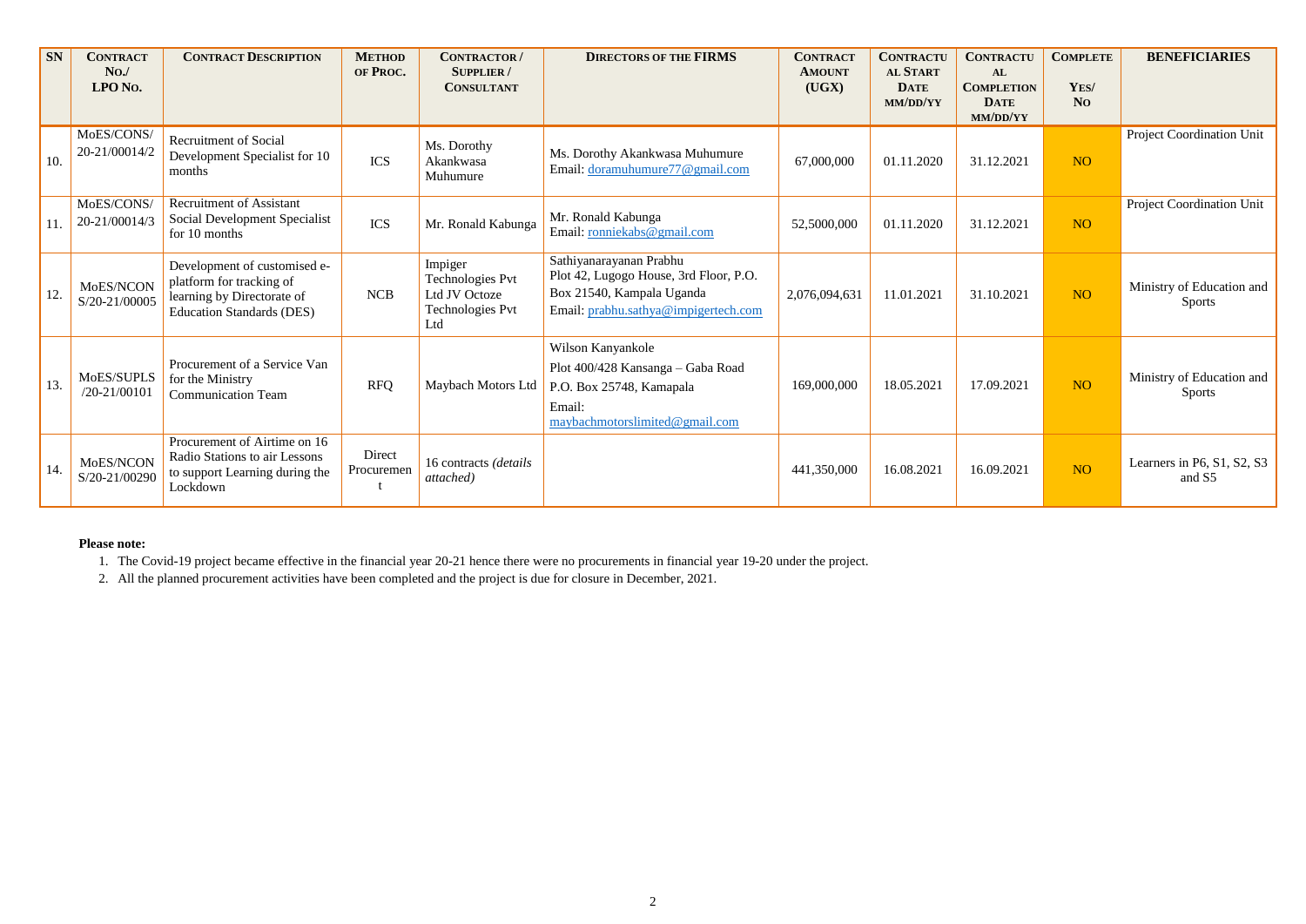| SN | Contract No./ LPO No. | Contract Description | Method of Proc. | Contractor / Supplier / Consultant | Directors of the FIRMS | Contract Amount (UGX) | Contractual Start Date MM/DD/YY | Contractual Completion Date MM/DD/YY | Complete Yes/ No | BENEFICIARIES |
|---|---|---|---|---|---|---|---|---|---|---|
| 10. | MoES/CONS/ 20-21/00014/2 | Recruitment of Social Development Specialist for 10 months | ICS | Ms. Dorothy Akankwasa Muhumure | Ms. Dorothy Akankwasa Muhumure Email: doramuhumure77@gmail.com | 67,000,000 | 01.11.2020 | 31.12.2021 | NO | Project Coordination Unit |
| 11. | MoES/CONS/ 20-21/00014/3 | Recruitment of Assistant Social Development Specialist for 10 months | ICS | Mr. Ronald Kabunga | Mr. Ronald Kabunga Email: ronniekabs@gmail.com | 52,5000,000 | 01.11.2020 | 31.12.2021 | NO | Project Coordination Unit |
| 12. | MoES/NCON S/20-21/00005 | Development of customised e-platform for tracking of learning by Directorate of Education Standards (DES) | NCB | Impiger Technologies Pvt Ltd JV Octoze Technologies Pvt Ltd | Sathiyanarayanan Prabhu Plot 42, Lugogo House, 3rd Floor, P.O. Box 21540, Kampala Uganda Email: prabhu.sathya@impigertech.com | 2,076,094,631 | 11.01.2021 | 31.10.2021 | NO | Ministry of Education and Sports |
| 13. | MoES/SUPLS /20-21/00101 | Procurement of a Service Van for the Ministry Communication Team | RFQ | Maybach Motors Ltd | Wilson Kanyankole Plot 400/428 Kansanga – Gaba Road P.O. Box 25748, Kamapala Email: maybachmotorslimited@gmail.com | 169,000,000 | 18.05.2021 | 17.09.2021 | NO | Ministry of Education and Sports |
| 14. | MoES/NCON S/20-21/00290 | Procurement of Airtime on 16 Radio Stations to air Lessons to support Learning during the Lockdown | Direct Procurement | 16 contracts *(details attached)* | | 441,350,000 | 16.08.2021 | 16.09.2021 | NO | Learners in P6, S1, S2, S3 and S5 |

**Please note:**

1. The Covid-19 project became effective in the financial year 20-21 hence there were no procurements in financial year 19-20 under the project.
2. All the planned procurement activities have been completed and the project is due for closure in December, 2021.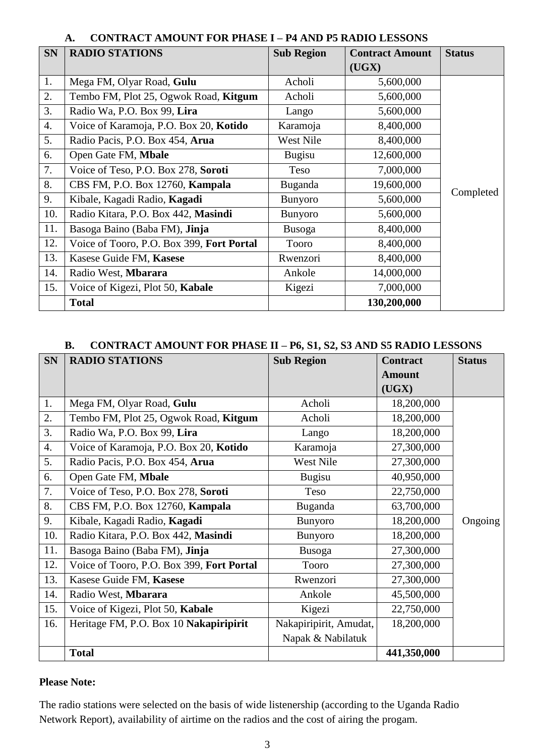### A. CONTRACT AMOUNT FOR PHASE I – P4 AND P5 RADIO LESSONS

| SN | RADIO STATIONS | Sub Region | Contract Amount (UGX) | Status |
|---|---|---|---|---|
| 1. | Mega FM, Olyar Road, **Gulu** | Acholi | 5,600,000 | Completed |
| 2. | Tembo FM, Plot 25, Ogwok Road, **Kitgum** | Acholi | 5,600,000 | |
| 3. | Radio Wa, P.O. Box 99, **Lira** | Lango | 5,600,000 | |
| 4. | Voice of Karamoja, P.O. Box 20, **Kotido** | Karamoja | 8,400,000 | |
| 5. | Radio Pacis, P.O. Box 454, **Arua** | West Nile | 8,400,000 | |
| 6. | Open Gate FM, **Mbale** | Bugisu | 12,600,000 | |
| 7. | Voice of Teso, P.O. Box 278, **Soroti** | Teso | 7,000,000 | |
| 8. | CBS FM, P.O. Box 12760, **Kampala** | Buganda | 19,600,000 | |
| 9. | Kibale, Kagadi Radio, **Kagadi** | Bunyoro | 5,600,000 | |
| 10. | Radio Kitara, P.O. Box 442, **Masindi** | Bunyoro | 5,600,000 | |
| 11. | Basoga Baino (Baba FM), **Jinja** | Busoga | 8,400,000 | |
| 12. | Voice of Tooro, P.O. Box 399, **Fort Portal** | Tooro | 8,400,000 | |
| 13. | Kasese Guide FM, **Kasese** | Rwenzori | 8,400,000 | |
| 14. | Radio West, **Mbarara** | Ankole | 14,000,000 | |
| 15. | Voice of Kigezi, Plot 50, **Kabale** | Kigezi | 7,000,000 | |
| | **Total** | | **130,200,000** | |

### B. CONTRACT AMOUNT FOR PHASE II – P6, S1, S2, S3 AND S5 RADIO LESSONS

| SN | RADIO STATIONS | Sub Region | Contract Amount (UGX) | Status |
|---|---|---|---|---|
| 1. | Mega FM, Olyar Road, **Gulu** | Acholi | 18,200,000 | Ongoing |
| 2. | Tembo FM, Plot 25, Ogwok Road, **Kitgum** | Acholi | 18,200,000 | |
| 3. | Radio Wa, P.O. Box 99, **Lira** | Lango | 18,200,000 | |
| 4. | Voice of Karamoja, P.O. Box 20, **Kotido** | Karamoja | 27,300,000 | |
| 5. | Radio Pacis, P.O. Box 454, **Arua** | West Nile | 27,300,000 | |
| 6. | Open Gate FM, **Mbale** | Bugisu | 40,950,000 | |
| 7. | Voice of Teso, P.O. Box 278, **Soroti** | Teso | 22,750,000 | |
| 8. | CBS FM, P.O. Box 12760, **Kampala** | Buganda | 63,700,000 | |
| 9. | Kibale, Kagadi Radio, **Kagadi** | Bunyoro | 18,200,000 | |
| 10. | Radio Kitara, P.O. Box 442, **Masindi** | Bunyoro | 18,200,000 | |
| 11. | Basoga Baino (Baba FM), **Jinja** | Busoga | 27,300,000 | |
| 12. | Voice of Tooro, P.O. Box 399, **Fort Portal** | Tooro | 27,300,000 | |
| 13. | Kasese Guide FM, **Kasese** | Rwenzori | 27,300,000 | |
| 14. | Radio West, **Mbarara** | Ankole | 45,500,000 | |
| 15. | Voice of Kigezi, Plot 50, **Kabale** | Kigezi | 22,750,000 | |
| 16. | Heritage FM, P.O. Box 10 **Nakapiripirit** | Nakapiripirit, Amudat, Napak & Nabilatuk | 18,200,000 | |
| | **Total** | | **441,350,000** | |

**Please Note:**

The radio stations were selected on the basis of wide listenership (according to the Uganda Radio Network Report), availability of airtime on the radios and the cost of airing the progam.